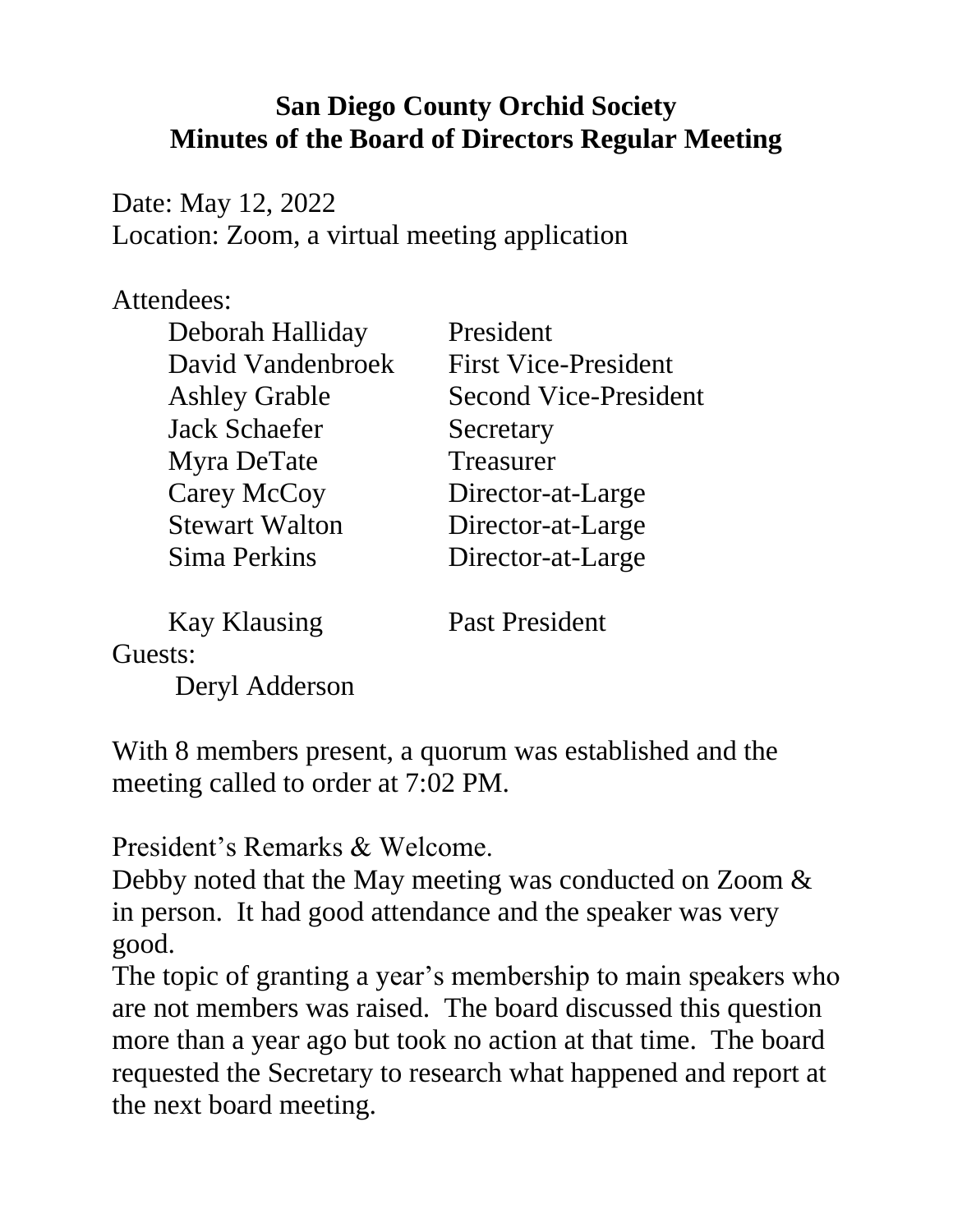# San Diego County Orchid Society
## Minutes of the Board of Directors Regular Meeting

Date: May 12, 2022
Location: Zoom, a virtual meeting application

Attendees:

| Name | Title |
|---|---|
| Deborah Halliday | President |
| David Vandenbroek | First Vice-President |
| Ashley Grable | Second Vice-President |
| Jack Schaefer | Secretary |
| Myra DeTate | Treasurer |
| Carey McCoy | Director-at-Large |
| Stewart Walton | Director-at-Large |
| Sima Perkins | Director-at-Large |
| Kay Klausing | Past President |

Guests:
Deryl Adderson

With 8 members present, a quorum was established and the meeting called to order at 7:02 PM.

President's Remarks & Welcome.
Debby noted that the May meeting was conducted on Zoom & in person. It had good attendance and the speaker was very good.
The topic of granting a year's membership to main speakers who are not members was raised. The board discussed this question more than a year ago but took no action at that time. The board requested the Secretary to research what happened and report at the next board meeting.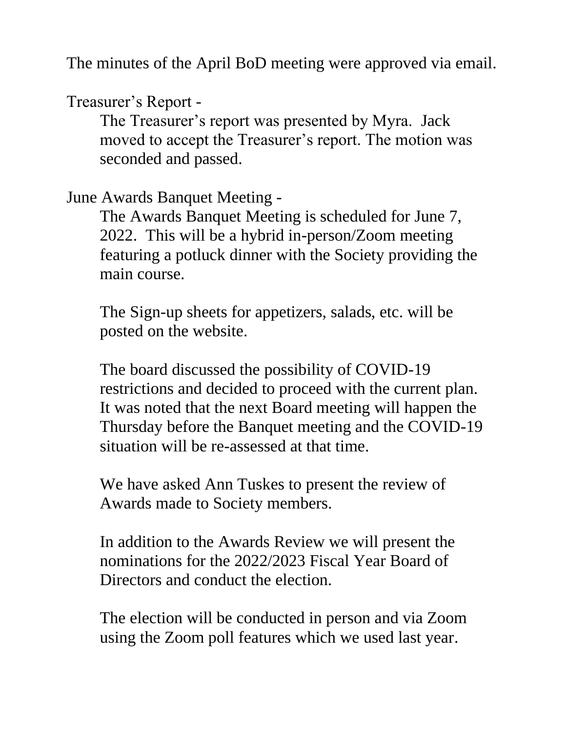The minutes of the April BoD meeting were approved via email.

Treasurer's Report -

The Treasurer's report was presented by Myra. Jack moved to accept the Treasurer's report. The motion was seconded and passed.

June Awards Banquet Meeting -

The Awards Banquet Meeting is scheduled for June 7, 2022. This will be a hybrid in-person/Zoom meeting featuring a potluck dinner with the Society providing the main course.

The Sign-up sheets for appetizers, salads, etc. will be posted on the website.

The board discussed the possibility of COVID-19 restrictions and decided to proceed with the current plan. It was noted that the next Board meeting will happen the Thursday before the Banquet meeting and the COVID-19 situation will be re-assessed at that time.

We have asked Ann Tuskes to present the review of Awards made to Society members.

In addition to the Awards Review we will present the nominations for the 2022/2023 Fiscal Year Board of Directors and conduct the election.

The election will be conducted in person and via Zoom using the Zoom poll features which we used last year.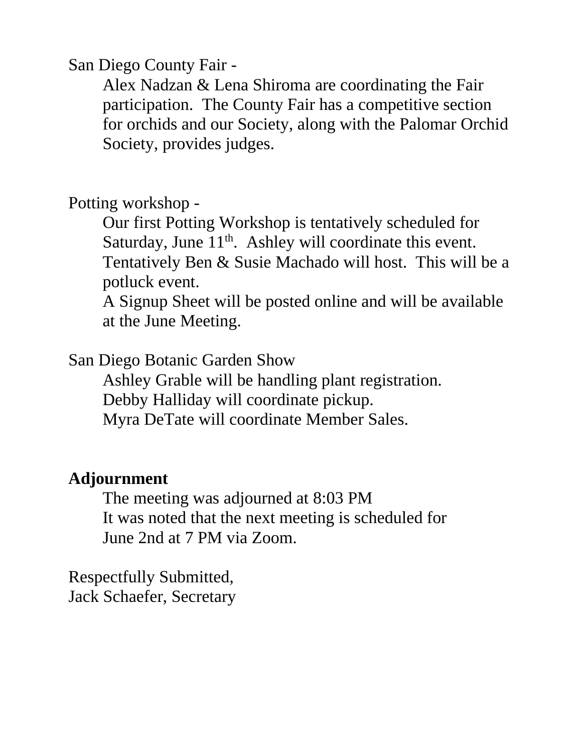San Diego County Fair -

Alex Nadzan & Lena Shiroma are coordinating the Fair participation. The County Fair has a competitive section for orchids and our Society, along with the Palomar Orchid Society, provides judges.

Potting workshop -

Our first Potting Workshop is tentatively scheduled for Saturday, June 11th. Ashley will coordinate this event. Tentatively Ben & Susie Machado will host. This will be a potluck event.

A Signup Sheet will be posted online and will be available at the June Meeting.

San Diego Botanic Garden Show

Ashley Grable will be handling plant registration.
Debby Halliday will coordinate pickup.
Myra DeTate will coordinate Member Sales.

**Adjournment**

The meeting was adjourned at 8:03 PM
It was noted that the next meeting is scheduled for June 2nd at 7 PM via Zoom.

Respectfully Submitted,
Jack Schaefer, Secretary